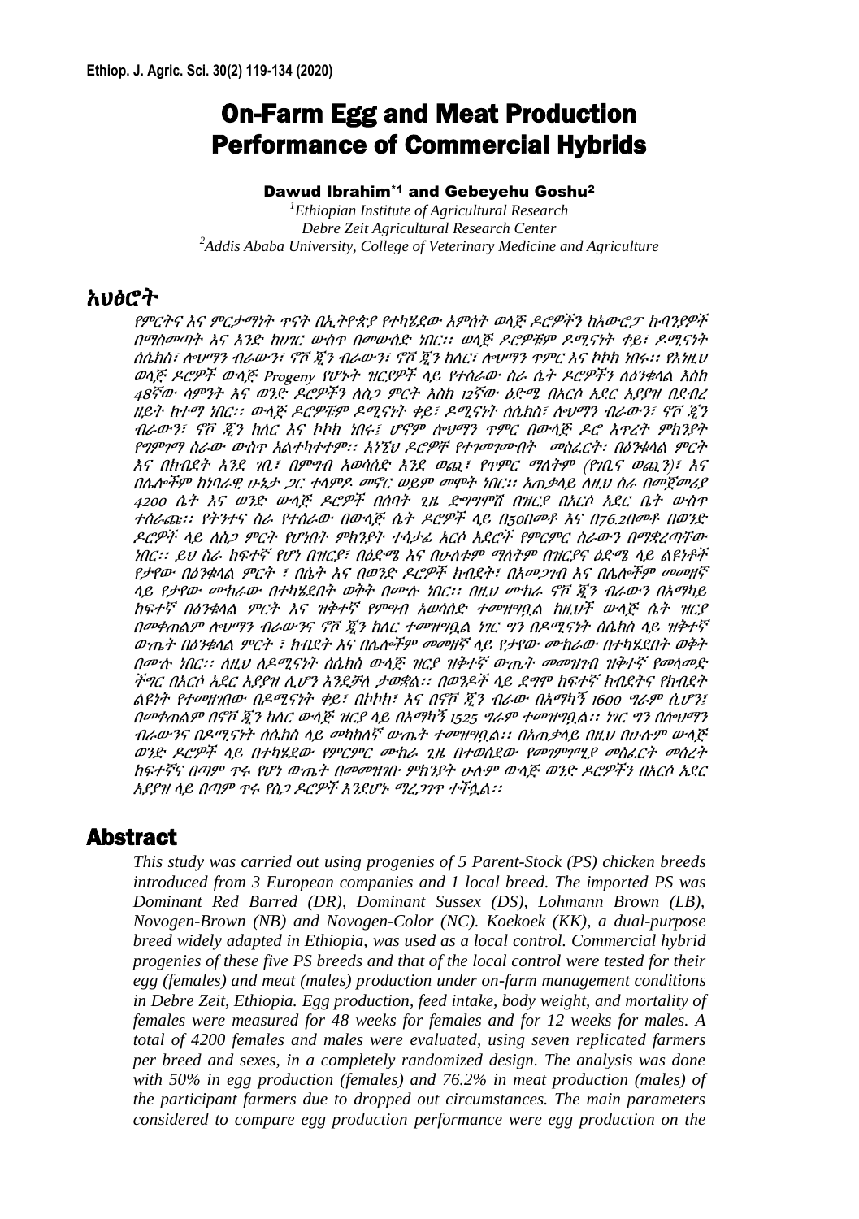# On-Farm Egg and Meat Production Performance of Commercial Hybrids

**Dawud Ibrahim**[*1] **and Gebeyehu Goshu**[2]

[1]*Ethiopian Institute of Agricultural Research*
*Debre Zeit Agricultural Research Center*
[2]*Addis Ababa University, College of Veterinary Medicine and Agriculture*

## አህፅሮት

*የምርትና እና ምርታማነት ጥናት በኢትዮጵያ የተካሄደው አምስት ወላጅ ዶሮዎችን ከአውሮፓ ኩባንያዎች በማስመጣት እና አንድ ከሀገር ውስጥ በመውሰድ ነበር፡፡ ወላጅ ዶሮዎቹም ዶሚናንት ቀይ፣ ዶሚናንት ሰሴክስ፣ ሎህማን ብራውን፣ ኖቮ ጂን ብራውን፣ ኖቮ ጂን ከለር፣ ሎህማን ጥምር እና ኮኮክ ነበሩ፡፡ የእነዚህ ወላጅ ዶሮዎች ውላጅ Progeny የሆኑት ዝርያዎች ላይ የተሰራው ስራ ሴት ዶሮዎችን ለዕንቁላል እስከ 48ኛው ሳምንት እና ወንድ ዶሮዎችን ለስጋ ምርት እስከ 12ኛው ዕድሜ በአርሶ አደር አያያዝ በደብረ ዘይት ከተማ ነበር፡፡ ወላጅ ዶሮዎቹም ዶሚናንት ቀይ፣ ዶሚናንት ሰሴክስ፣ ሎህማን ብራውን፣ ኖቮ ጂን ብራውን፣ ኖቮ ጂን ከለር እና ኮኮክ ነበሩ፤ ሆኖም ሎህማን ጥምር በውላጅ ዶሮ እጥረት ምክንያት የማምገማ ስራው ውስጥ አልተካተተም፡፡ እነኚህ ዶሮዎቹ የተገመገሙበት መስፈርት፣ በዕንቁላል ምርት እና በክብደት እንደ ገቢ፣ በምግብ አወሳሰድ እንደ ወጪ፣ የጥምር ማለትም (የገቢና ወጪን)፣ እና በሌሎችም ከነባራዊ ሁኔታ ጋር ተላምዶ መኖር ወይም መሞት ነበር፡፡ አጠቃላይ ለዚህ ስራ በመጀመሪያ 4200 ሴት እና ወንድ ውላጅ ዶሮዎች በሰባት ጊዜ ድግግሞሽ በዝርያ በአርሶ አደር ቤት ውስጥ ተሰራጩ፡፡ የትንተና ስራ የተሰራው በውላጅ ሴት ዶሮዎች ላይ በ50በመቶ እና በ76.2በመቶ በወንድ ዶሮዎች ላይ ለስጋ ምርት የሆነበት ምክንያት ተሳታፊ አርሶ አደሮች የምርምር ስራውን በማቋረጣቸው ነበር፡፡ ይህ ስራ ከፍተኛ የሆነ በዝርያ፣ በዕድሜ እና በሁለቱም ማለትም በዝርያና ዕድሜ ላይ ልዩነቶች የታየው በዕንቁላል ምርት ፣ በቤት እና በወንድ ዶሮዎች ክብደት፣ በአመጋገብ እና በሌሎችም መመዘኛ ላይ የታየው ሙከራው በተካሄደበት ወቅት በሙሉ ነበር፡፡ በዚህ ሙከራ ኖቮ ጂን ብራውን በአማካይ ከፍተኛ በዕንቁላል ምርት እና ዝቅተኛ የምግብ አወሳሰድ ተመዝግቧል ከዚህች ወላጅ ሴት ዝርያ በመቀጠልም ሎህማን ብራውንና ኖቮ ጂን ከለር ተመዝግቧል ነገር ግን በዶሚናንት ሰሴክስ ላይ ዝቅተኛ ውጤት በዕንቁላል ምርት ፣ ክብደት እና በሌሎችም መመዘኛ ላይ የታየው ሙከራው በተካሄደበት ወቅት በሙሉ ነበር፡፡ ለዚህ ለዶሚናንት ሰሴክስ ውላጅ ዝርያ ዝቅተኛ ውጤት መመዝገብ ዝቅተኛ የመላመድ ችግር በአርሶ አደር አያያዝ ሊሆን እንደቻለ ታወቋል፡፡ በወንዶች ላይ ደግሞ ከፍተኛ ክብደትና የክብደት ልዩነት የተመዘገበው በዶሚናንት ቀይ፣ በኮኮክ፣ እና በኖቮ ጂን ብራው በአማካኝ 1600 ግራም ሲሆን፣ በመቀጠልም በኖቮ ጂን ከለር ውላጅ ዝርያ ላይ በአማካኝ 1525 ግራም ተመዝግቧል፡፡ ነገር ግን በሎህማን ብራውንና በዶሚናንት ሰሴክስ ላይ መካከለኛ ውጤት ተመዝግቧል፡፡ በአጠቃላይ በዚህ በሁሉም ውላጅ ወንድ ዶሮዎች ላይ በተካሄደው የምርምር ሙከራ ጊዜ በተወሰደው የመገምገሚያ መስፈርት መሰረት ከፍተኛና በጣም ጥሩ የሆነ ውጤት በመመዝገቡ ምክንያት ሁሉም ውላጅ ወንድ ዶሮዎችን በአርሶ አደር አያያዝ ላይ በጣም ጥሩ የስጋ ዶሮዎች እንደሆኑ ማረጋገጥ ተችሏል፡፡*

## Abstract

*This study was carried out using progenies of 5 Parent-Stock (PS) chicken breeds introduced from 3 European companies and 1 local breed. The imported PS was Dominant Red Barred (DR), Dominant Sussex (DS), Lohmann Brown (LB), Novogen-Brown (NB) and Novogen-Color (NC). Koekoek (KK), a dual-purpose breed widely adapted in Ethiopia, was used as a local control. Commercial hybrid progenies of these five PS breeds and that of the local control were tested for their egg (females) and meat (males) production under on-farm management conditions in Debre Zeit, Ethiopia. Egg production, feed intake, body weight, and mortality of females were measured for 48 weeks for females and for 12 weeks for males. A total of 4200 females and males were evaluated, using seven replicated farmers per breed and sexes, in a completely randomized design. The analysis was done with 50% in egg production (females) and 76.2% in meat production (males) of the participant farmers due to dropped out circumstances. The main parameters considered to compare egg production performance were egg production on the*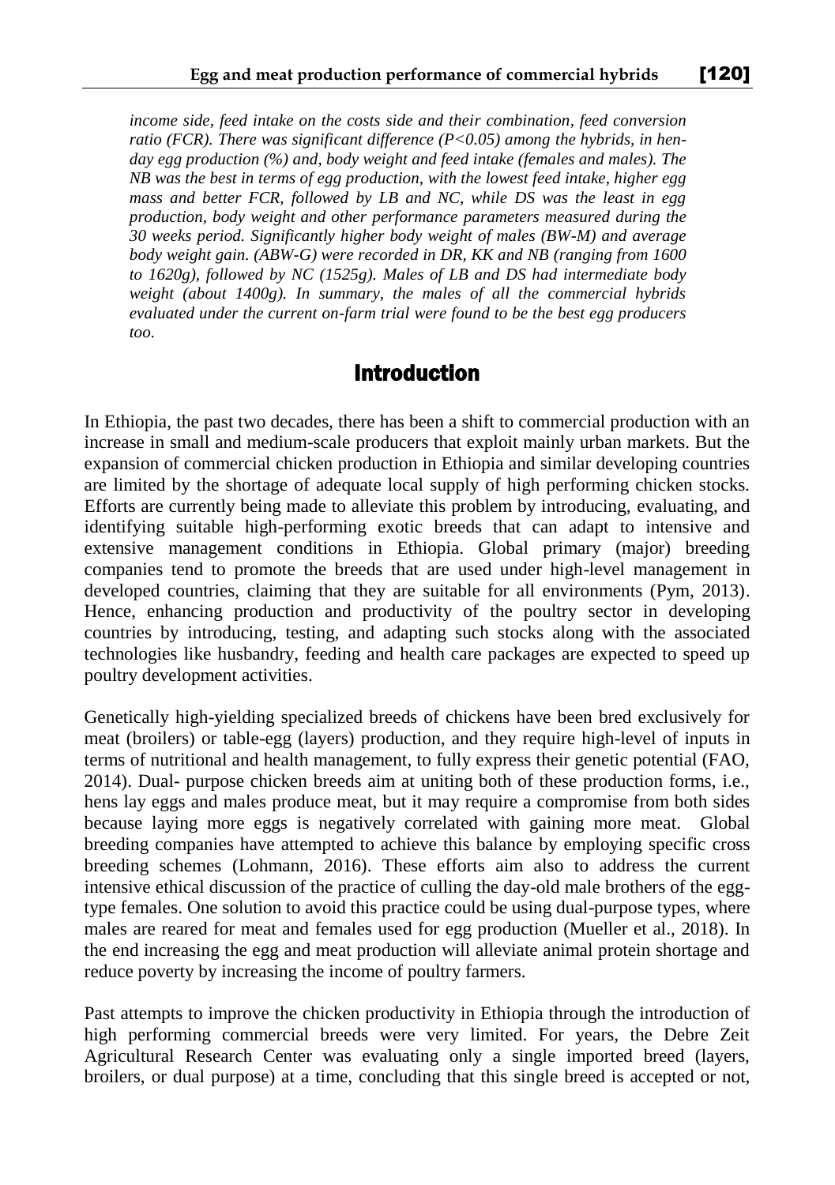*income side, feed intake on the costs side and their combination, feed conversion ratio (FCR). There was significant difference (P<0.05) among the hybrids, in hen-day egg production (%) and, body weight and feed intake (females and males). The NB was the best in terms of egg production, with the lowest feed intake, higher egg mass and better FCR, followed by LB and NC, while DS was the least in egg production, body weight and other performance parameters measured during the 30 weeks period. Significantly higher body weight of males (BW-M) and average body weight gain. (ABW-G) were recorded in DR, KK and NB (ranging from 1600 to 1620g), followed by NC (1525g). Males of LB and DS had intermediate body weight (about 1400g). In summary, the males of all the commercial hybrids evaluated under the current on-farm trial were found to be the best egg producers too.*

## Introduction

In Ethiopia, the past two decades, there has been a shift to commercial production with an increase in small and medium-scale producers that exploit mainly urban markets. But the expansion of commercial chicken production in Ethiopia and similar developing countries are limited by the shortage of adequate local supply of high performing chicken stocks. Efforts are currently being made to alleviate this problem by introducing, evaluating, and identifying suitable high-performing exotic breeds that can adapt to intensive and extensive management conditions in Ethiopia. Global primary (major) breeding companies tend to promote the breeds that are used under high-level management in developed countries, claiming that they are suitable for all environments (Pym, 2013). Hence, enhancing production and productivity of the poultry sector in developing countries by introducing, testing, and adapting such stocks along with the associated technologies like husbandry, feeding and health care packages are expected to speed up poultry development activities.

Genetically high-yielding specialized breeds of chickens have been bred exclusively for meat (broilers) or table-egg (layers) production, and they require high-level of inputs in terms of nutritional and health management, to fully express their genetic potential (FAO, 2014). Dual- purpose chicken breeds aim at uniting both of these production forms, i.e., hens lay eggs and males produce meat, but it may require a compromise from both sides because laying more eggs is negatively correlated with gaining more meat. Global breeding companies have attempted to achieve this balance by employing specific cross breeding schemes (Lohmann, 2016). These efforts aim also to address the current intensive ethical discussion of the practice of culling the day-old male brothers of the egg-type females. One solution to avoid this practice could be using dual-purpose types, where males are reared for meat and females used for egg production (Mueller et al., 2018). In the end increasing the egg and meat production will alleviate animal protein shortage and reduce poverty by increasing the income of poultry farmers.

Past attempts to improve the chicken productivity in Ethiopia through the introduction of high performing commercial breeds were very limited. For years, the Debre Zeit Agricultural Research Center was evaluating only a single imported breed (layers, broilers, or dual purpose) at a time, concluding that this single breed is accepted or not,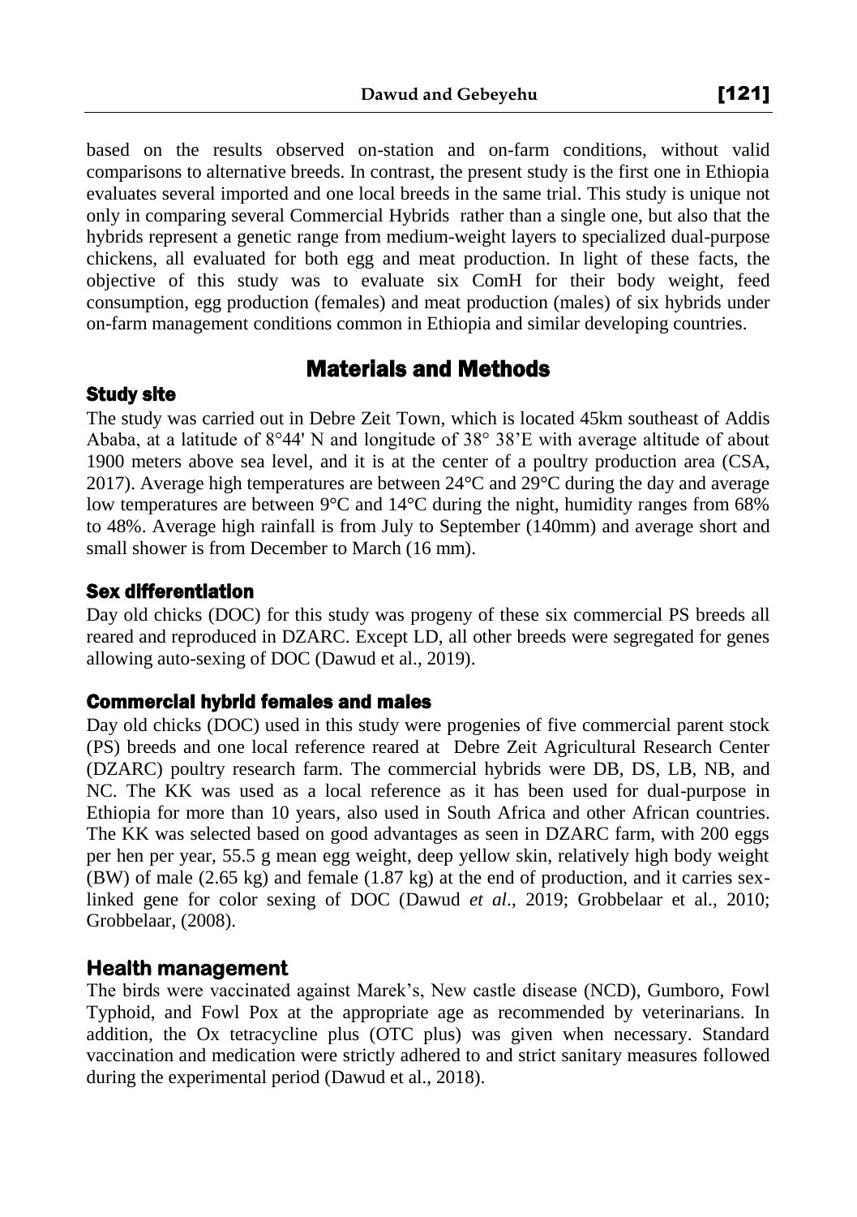based on the results observed on-station and on-farm conditions, without valid comparisons to alternative breeds. In contrast, the present study is the first one in Ethiopia evaluates several imported and one local breeds in the same trial. This study is unique not only in comparing several Commercial Hybrids rather than a single one, but also that the hybrids represent a genetic range from medium-weight layers to specialized dual-purpose chickens, all evaluated for both egg and meat production. In light of these facts, the objective of this study was to evaluate six ComH for their body weight, feed consumption, egg production (females) and meat production (males) of six hybrids under on-farm management conditions common in Ethiopia and similar developing countries.

## Materials and Methods

### Study site

The study was carried out in Debre Zeit Town, which is located 45km southeast of Addis Ababa, at a latitude of 8°44' N and longitude of 38° 38'E with average altitude of about 1900 meters above sea level, and it is at the center of a poultry production area (CSA, 2017). Average high temperatures are between 24°C and 29°C during the day and average low temperatures are between 9°C and 14°C during the night, humidity ranges from 68% to 48%. Average high rainfall is from July to September (140mm) and average short and small shower is from December to March (16 mm).

### Sex differentiation

Day old chicks (DOC) for this study was progeny of these six commercial PS breeds all reared and reproduced in DZARC. Except LD, all other breeds were segregated for genes allowing auto-sexing of DOC (Dawud et al., 2019).

### Commercial hybrid females and males

Day old chicks (DOC) used in this study were progenies of five commercial parent stock (PS) breeds and one local reference reared at Debre Zeit Agricultural Research Center (DZARC) poultry research farm. The commercial hybrids were DB, DS, LB, NB, and NC. The KK was used as a local reference as it has been used for dual-purpose in Ethiopia for more than 10 years, also used in South Africa and other African countries. The KK was selected based on good advantages as seen in DZARC farm, with 200 eggs per hen per year, 55.5 g mean egg weight, deep yellow skin, relatively high body weight (BW) of male (2.65 kg) and female (1.87 kg) at the end of production, and it carries sex-linked gene for color sexing of DOC (Dawud *et al*., 2019; Grobbelaar et al., 2010; Grobbelaar, (2008).

### Health management

The birds were vaccinated against Marek's, New castle disease (NCD), Gumboro, Fowl Typhoid, and Fowl Pox at the appropriate age as recommended by veterinarians. In addition, the Ox tetracycline plus (OTC plus) was given when necessary. Standard vaccination and medication were strictly adhered to and strict sanitary measures followed during the experimental period (Dawud et al., 2018).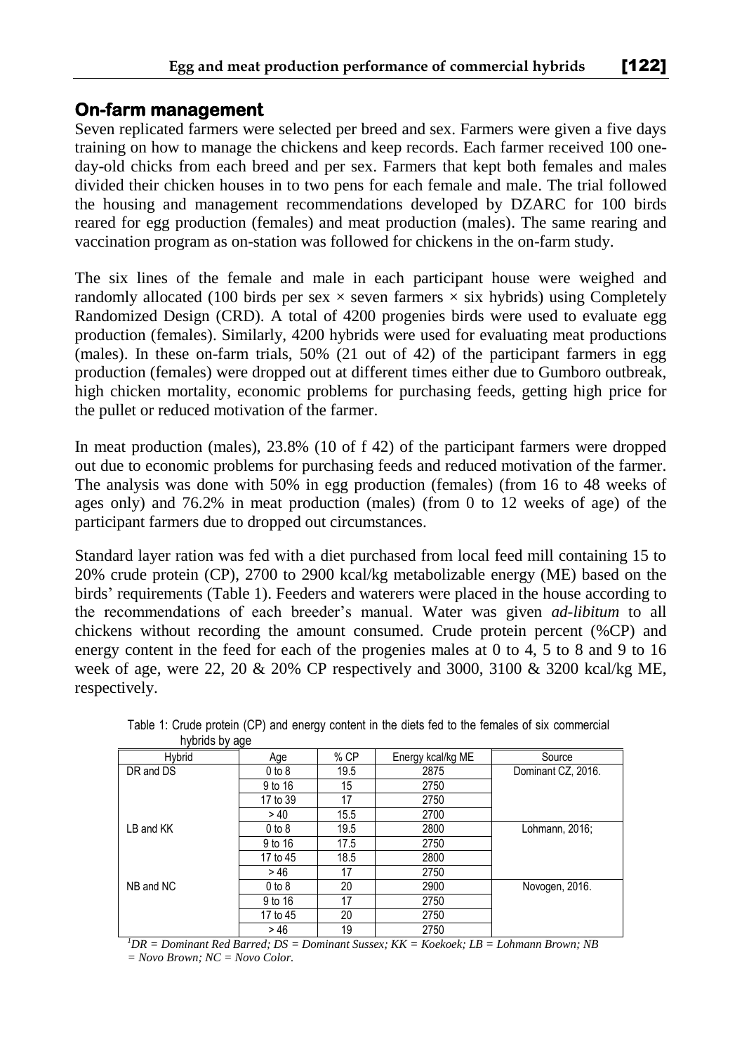## On-farm management

Seven replicated farmers were selected per breed and sex. Farmers were given a five days training on how to manage the chickens and keep records. Each farmer received 100 one-day-old chicks from each breed and per sex. Farmers that kept both females and males divided their chicken houses in to two pens for each female and male. The trial followed the housing and management recommendations developed by DZARC for 100 birds reared for egg production (females) and meat production (males). The same rearing and vaccination program as on-station was followed for chickens in the on-farm study.

The six lines of the female and male in each participant house were weighed and randomly allocated (100 birds per sex × seven farmers × six hybrids) using Completely Randomized Design (CRD). A total of 4200 progenies birds were used to evaluate egg production (females). Similarly, 4200 hybrids were used for evaluating meat productions (males). In these on-farm trials, 50% (21 out of 42) of the participant farmers in egg production (females) were dropped out at different times either due to Gumboro outbreak, high chicken mortality, economic problems for purchasing feeds, getting high price for the pullet or reduced motivation of the farmer.

In meat production (males), 23.8% (10 of f 42) of the participant farmers were dropped out due to economic problems for purchasing feeds and reduced motivation of the farmer. The analysis was done with 50% in egg production (females) (from 16 to 48 weeks of ages only) and 76.2% in meat production (males) (from 0 to 12 weeks of age) of the participant farmers due to dropped out circumstances.

Standard layer ration was fed with a diet purchased from local feed mill containing 15 to 20% crude protein (CP), 2700 to 2900 kcal/kg metabolizable energy (ME) based on the birds' requirements (Table 1). Feeders and waterers were placed in the house according to the recommendations of each breeder's manual. Water was given *ad-libitum* to all chickens without recording the amount consumed. Crude protein percent (%CP) and energy content in the feed for each of the progenies males at 0 to 4, 5 to 8 and 9 to 16 week of age, were 22, 20 & 20% CP respectively and 3000, 3100 & 3200 kcal/kg ME, respectively.

Table 1: Crude protein (CP) and energy content in the diets fed to the females of six commercial hybrids by age

| Hybrid | Age | % CP | Energy kcal/kg ME | Source |
|---|---|---|---|---|
| DR and DS | 0 to 8 | 19.5 | 2875 | Dominant CZ, 2016. |
| | 9 to 16 | 15 | 2750 | |
| | 17 to 39 | 17 | 2750 | |
| | > 40 | 15.5 | 2700 | |
| LB and KK | 0 to 8 | 19.5 | 2800 | Lohmann, 2016; |
| | 9 to 16 | 17.5 | 2750 | |
| | 17 to 45 | 18.5 | 2800 | |
| | > 46 | 17 | 2750 | |
| NB and NC | 0 to 8 | 20 | 2900 | Novogen, 2016. |
| | 9 to 16 | 17 | 2750 | |
| | 17 to 45 | 20 | 2750 | |
| | > 46 | 19 | 2750 | |

*[1]DR = Dominant Red Barred; DS = Dominant Sussex; KK = Koekoek; LB = Lohmann Brown; NB = Novo Brown; NC = Novo Color.*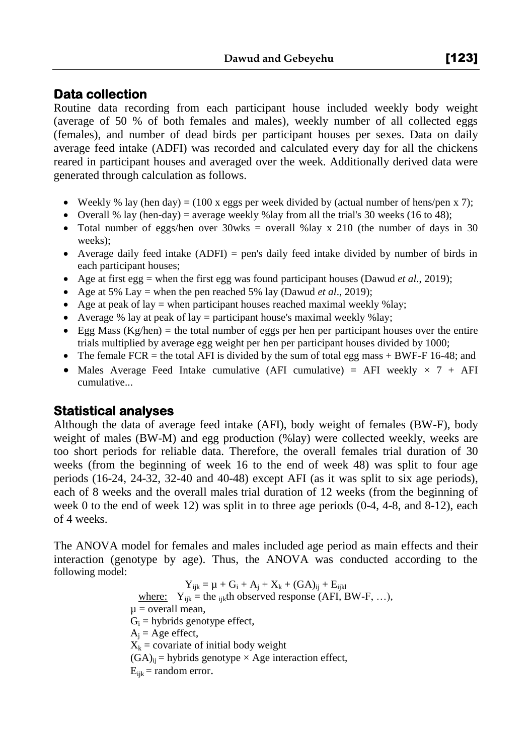## Data collection

Routine data recording from each participant house included weekly body weight (average of 50 % of both females and males), weekly number of all collected eggs (females), and number of dead birds per participant houses per sexes. Data on daily average feed intake (ADFI) was recorded and calculated every day for all the chickens reared in participant houses and averaged over the week. Additionally derived data were generated through calculation as follows.

- Weekly % lay (hen day) = (100 x eggs per week divided by (actual number of hens/pen x 7);
- Overall % lay (hen-day) = average weekly %lay from all the trial's 30 weeks (16 to 48);
- Total number of eggs/hen over 30wks = overall %lay x 210 (the number of days in 30 weeks);
- Average daily feed intake (ADFI) = pen's daily feed intake divided by number of birds in each participant houses;
- Age at first egg = when the first egg was found participant houses (Dawud *et al*., 2019);
- Age at 5% Lay = when the pen reached 5% lay (Dawud *et al*., 2019);
- Age at peak of lay = when participant houses reached maximal weekly %lay;
- Average % lay at peak of lay = participant house's maximal weekly %lay;
- Egg Mass (Kg/hen) = the total number of eggs per hen per participant houses over the entire trials multiplied by average egg weight per hen per participant houses divided by 1000;
- The female FCR = the total AFI is divided by the sum of total egg mass + BWF-F 16-48; and
- Males Average Feed Intake cumulative (AFI cumulative) = AFI weekly × 7 + AFI cumulative...

## Statistical analyses

Although the data of average feed intake (AFI), body weight of females (BW-F), body weight of males (BW-M) and egg production (%lay) were collected weekly, weeks are too short periods for reliable data. Therefore, the overall females trial duration of 30 weeks (from the beginning of week 16 to the end of week 48) was split to four age periods (16-24, 24-32, 32-40 and 40-48) except AFI (as it was split to six age periods), each of 8 weeks and the overall males trial duration of 12 weeks (from the beginning of week 0 to the end of week 12) was split in to three age periods (0-4, 4-8, and 8-12), each of 4 weeks.

The ANOVA model for females and males included age period as main effects and their interaction (genotype by age). Thus, the ANOVA was conducted according to the following model:

$$Y_{ijk} = \mu + G_i + A_j + X_k + (GA)_{ij} + E_{ijkl}$$

where: $Y_{ijk}$ = the $_{ijk}$th observed response (AFI, BW-F, …),
$\mu$ = overall mean,
$G_i$ = hybrids genotype effect,
$A_j$ = Age effect,
$X_k$ = covariate of initial body weight
$(GA)_{ij}$ = hybrids genotype × Age interaction effect,
$E_{ijk}$ = random error.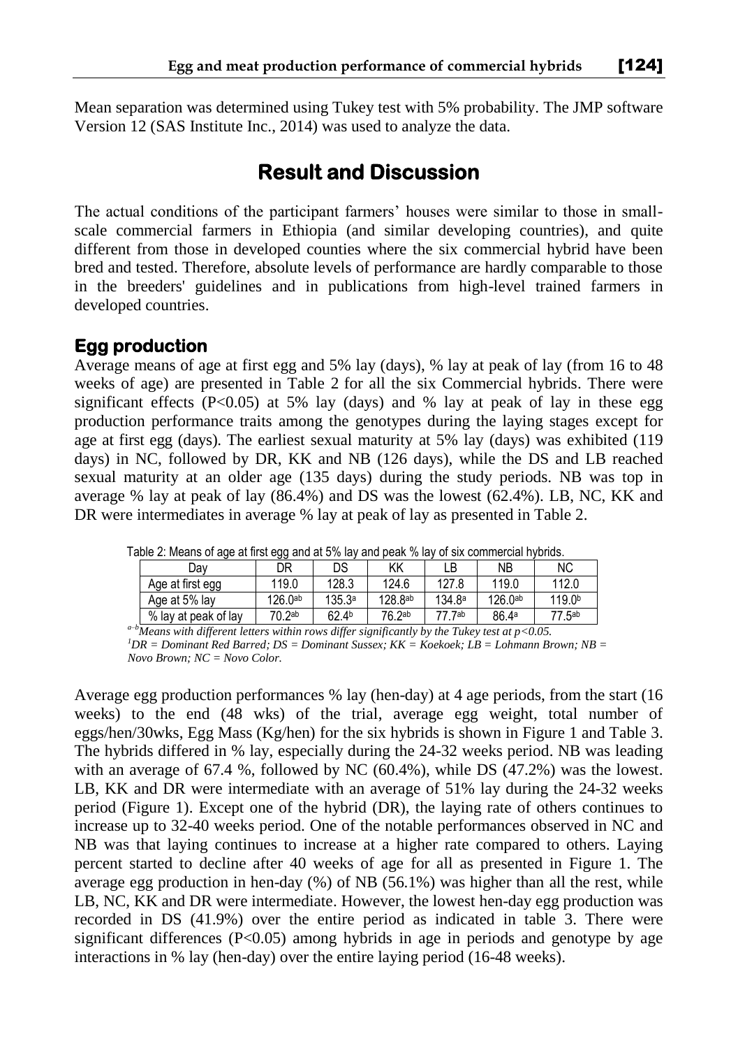Mean separation was determined using Tukey test with 5% probability. The JMP software Version 12 (SAS Institute Inc., 2014) was used to analyze the data.

# Result and Discussion

The actual conditions of the participant farmers' houses were similar to those in small-scale commercial farmers in Ethiopia (and similar developing countries), and quite different from those in developed counties where the six commercial hybrid have been bred and tested. Therefore, absolute levels of performance are hardly comparable to those in the breeders' guidelines and in publications from high-level trained farmers in developed countries.

## Egg production

Average means of age at first egg and 5% lay (days), % lay at peak of lay (from 16 to 48 weeks of age) are presented in Table 2 for all the six Commercial hybrids. There were significant effects ($P<0.05$) at 5% lay (days) and % lay at peak of lay in these egg production performance traits among the genotypes during the laying stages except for age at first egg (days). The earliest sexual maturity at 5% lay (days) was exhibited (119 days) in NC, followed by DR, KK and NB (126 days), while the DS and LB reached sexual maturity at an older age (135 days) during the study periods. NB was top in average % lay at peak of lay (86.4%) and DS was the lowest (62.4%). LB, NC, KK and DR were intermediates in average % lay at peak of lay as presented in Table 2.

Table 2: Means of age at first egg and at 5% lay and peak % lay of six commercial hybrids.

| Day | DR | DS | KK | LB | NB | NC |
|---|---|---|---|---|---|---|
| Age at first egg | 119.0 | 128.3 | 124.6 | 127.8 | 119.0 | 112.0 |
| Age at 5% lay | 126.0[ab] | 135.3[a] | 128.8[ab] | 134.8[a] | 126.0[ab] | 119.0[b] |
| % lay at peak of lay | 70.2[ab] | 62.4[b] | 76.2[ab] | 77.7[ab] | 86.4[a] | 77.5[ab] |

*[a–b]Means with different letters within rows differ significantly by the Tukey test at p<0.05.*
*[1]DR = Dominant Red Barred; DS = Dominant Sussex; KK = Koekoek; LB = Lohmann Brown; NB = Novo Brown; NC = Novo Color.*

Average egg production performances % lay (hen-day) at 4 age periods, from the start (16 weeks) to the end (48 wks) of the trial, average egg weight, total number of eggs/hen/30wks, Egg Mass (Kg/hen) for the six hybrids is shown in Figure 1 and Table 3. The hybrids differed in % lay, especially during the 24-32 weeks period. NB was leading with an average of 67.4 %, followed by NC (60.4%), while DS (47.2%) was the lowest. LB, KK and DR were intermediate with an average of 51% lay during the 24-32 weeks period (Figure 1). Except one of the hybrid (DR), the laying rate of others continues to increase up to 32-40 weeks period. One of the notable performances observed in NC and NB was that laying continues to increase at a higher rate compared to others. Laying percent started to decline after 40 weeks of age for all as presented in Figure 1. The average egg production in hen-day (%) of NB (56.1%) was higher than all the rest, while LB, NC, KK and DR were intermediate. However, the lowest hen-day egg production was recorded in DS (41.9%) over the entire period as indicated in table 3. There were significant differences ($P<0.05$) among hybrids in age in periods and genotype by age interactions in % lay (hen-day) over the entire laying period (16-48 weeks).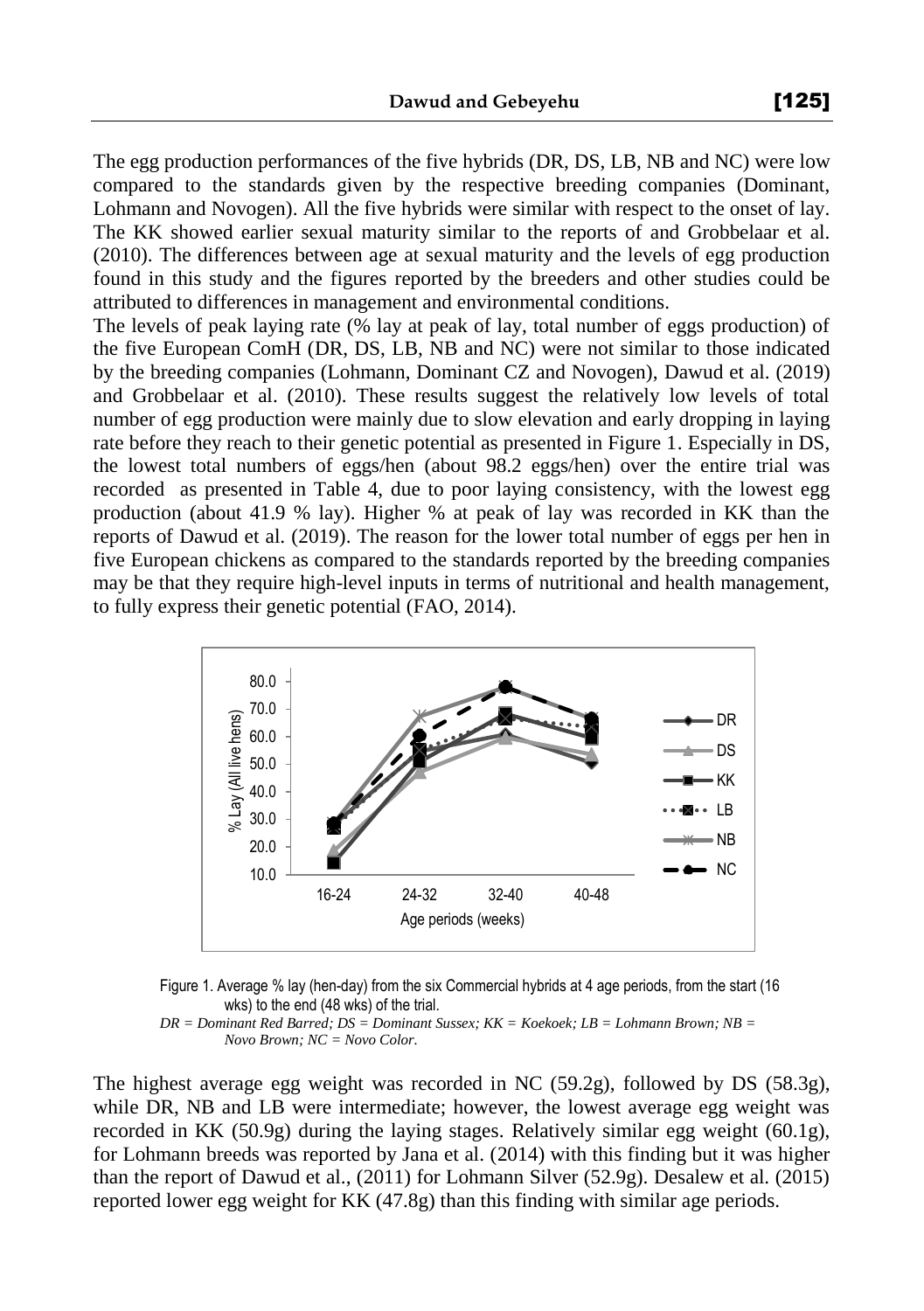The egg production performances of the five hybrids (DR, DS, LB, NB and NC) were low compared to the standards given by the respective breeding companies (Dominant, Lohmann and Novogen). All the five hybrids were similar with respect to the onset of lay. The KK showed earlier sexual maturity similar to the reports of and Grobbelaar et al. (2010). The differences between age at sexual maturity and the levels of egg production found in this study and the figures reported by the breeders and other studies could be attributed to differences in management and environmental conditions.

The levels of peak laying rate (% lay at peak of lay, total number of eggs production) of the five European ComH (DR, DS, LB, NB and NC) were not similar to those indicated by the breeding companies (Lohmann, Dominant CZ and Novogen), Dawud et al. (2019) and Grobbelaar et al. (2010). These results suggest the relatively low levels of total number of egg production were mainly due to slow elevation and early dropping in laying rate before they reach to their genetic potential as presented in Figure 1. Especially in DS, the lowest total numbers of eggs/hen (about 98.2 eggs/hen) over the entire trial was recorded as presented in Table 4, due to poor laying consistency, with the lowest egg production (about 41.9 % lay). Higher % at peak of lay was recorded in KK than the reports of Dawud et al. (2019). The reason for the lower total number of eggs per hen in five European chickens as compared to the standards reported by the breeding companies may be that they require high-level inputs in terms of nutritional and health management, to fully express their genetic potential (FAO, 2014).

Figure 1. Average % lay (hen-day) from the six Commercial hybrids at 4 age periods, from the start (16 wks) to the end (48 wks) of the trial.

*DR = Dominant Red Barred; DS = Dominant Sussex; KK = Koekoek; LB = Lohmann Brown; NB = Novo Brown; NC = Novo Color.*

The highest average egg weight was recorded in NC (59.2g), followed by DS (58.3g), while DR, NB and LB were intermediate; however, the lowest average egg weight was recorded in KK (50.9g) during the laying stages. Relatively similar egg weight (60.1g), for Lohmann breeds was reported by Jana et al. (2014) with this finding but it was higher than the report of Dawud et al., (2011) for Lohmann Silver (52.9g). Desalew et al. (2015) reported lower egg weight for KK (47.8g) than this finding with similar age periods.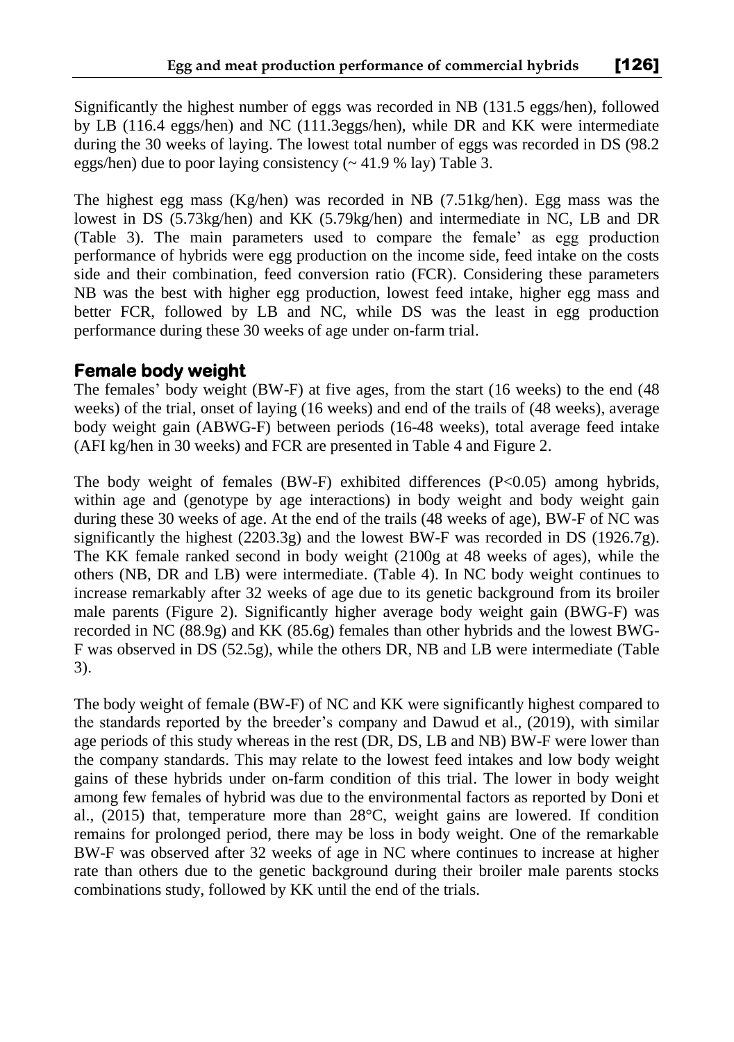Significantly the highest number of eggs was recorded in NB (131.5 eggs/hen), followed by LB (116.4 eggs/hen) and NC (111.3eggs/hen), while DR and KK were intermediate during the 30 weeks of laying. The lowest total number of eggs was recorded in DS (98.2 eggs/hen) due to poor laying consistency (~ 41.9 % lay) Table 3.

The highest egg mass (Kg/hen) was recorded in NB (7.51kg/hen). Egg mass was the lowest in DS (5.73kg/hen) and KK (5.79kg/hen) and intermediate in NC, LB and DR (Table 3). The main parameters used to compare the female' as egg production performance of hybrids were egg production on the income side, feed intake on the costs side and their combination, feed conversion ratio (FCR). Considering these parameters NB was the best with higher egg production, lowest feed intake, higher egg mass and better FCR, followed by LB and NC, while DS was the least in egg production performance during these 30 weeks of age under on-farm trial.

## Female body weight

The females' body weight (BW-F) at five ages, from the start (16 weeks) to the end (48 weeks) of the trial, onset of laying (16 weeks) and end of the trails of (48 weeks), average body weight gain (ABWG-F) between periods (16-48 weeks), total average feed intake (AFI kg/hen in 30 weeks) and FCR are presented in Table 4 and Figure 2.

The body weight of females (BW-F) exhibited differences ($P<0.05$) among hybrids, within age and (genotype by age interactions) in body weight and body weight gain during these 30 weeks of age. At the end of the trails (48 weeks of age), BW-F of NC was significantly the highest (2203.3g) and the lowest BW-F was recorded in DS (1926.7g). The KK female ranked second in body weight (2100g at 48 weeks of ages), while the others (NB, DR and LB) were intermediate. (Table 4). In NC body weight continues to increase remarkably after 32 weeks of age due to its genetic background from its broiler male parents (Figure 2). Significantly higher average body weight gain (BWG-F) was recorded in NC (88.9g) and KK (85.6g) females than other hybrids and the lowest BWG-F was observed in DS (52.5g), while the others DR, NB and LB were intermediate (Table 3).

The body weight of female (BW-F) of NC and KK were significantly highest compared to the standards reported by the breeder's company and Dawud et al., (2019), with similar age periods of this study whereas in the rest (DR, DS, LB and NB) BW-F were lower than the company standards. This may relate to the lowest feed intakes and low body weight gains of these hybrids under on-farm condition of this trial. The lower in body weight among few females of hybrid was due to the environmental factors as reported by Doni et al., (2015) that, temperature more than 28°C, weight gains are lowered. If condition remains for prolonged period, there may be loss in body weight. One of the remarkable BW-F was observed after 32 weeks of age in NC where continues to increase at higher rate than others due to the genetic background during their broiler male parents stocks combinations study, followed by KK until the end of the trials.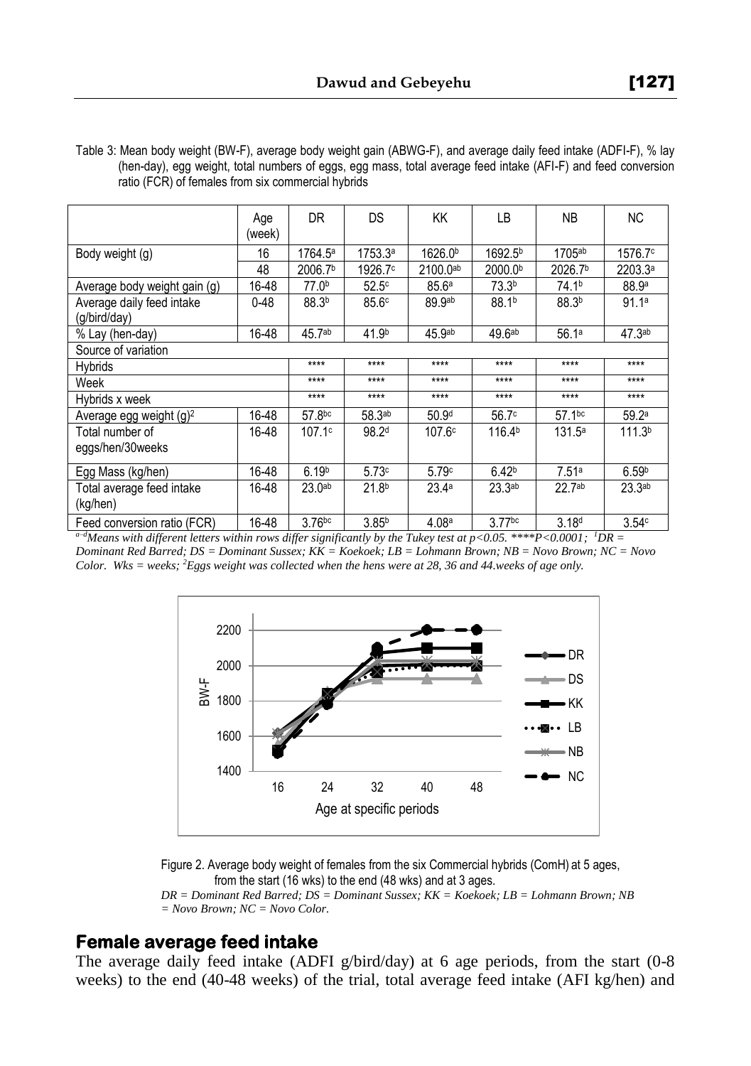Table 3: Mean body weight (BW-F), average body weight gain (ABWG-F), and average daily feed intake (ADFI-F), % lay (hen-day), egg weight, total numbers of eggs, egg mass, total average feed intake (AFI-F) and feed conversion ratio (FCR) of females from six commercial hybrids

| | Age (week) | DR | DS | KK | LB | NB | NC |
|---|---|---|---|---|---|---|---|
| Body weight (g) | 16 | 1764.5[a] | 1753.3[a] | 1626.0[b] | 1692.5[b] | 1705[ab] | 1576.7[c] |
| | 48 | 2006.7[b] | 1926.7[c] | 2100.0[ab] | 2000.0[b] | 2026.7[b] | 2203.3[a] |
| Average body weight gain (g) | 16-48 | 77.0[b] | 52.5[c] | 85.6[a] | 73.3[b] | 74.1[b] | 88.9[a] |
| Average daily feed intake (g/bird/day) | 0-48 | 88.3[b] | 85.6[c] | 89.9[ab] | 88.1[b] | 88.3[b] | 91.1[a] |
| % Lay (hen-day) | 16-48 | 45.7[ab] | 41.9[b] | 45.9[ab] | 49.6[ab] | 56.1[a] | 47.3[ab] |
| Source of variation | | | | | | | |
| Hybrids | | **** | **** | **** | **** | **** | **** |
| Week | | **** | **** | **** | **** | **** | **** |
| Hybrids x week | | **** | **** | **** | **** | **** | **** |
| Average egg weight (g)[2] | 16-48 | 57.8[bc] | 58.3[ab] | 50.9[d] | 56.7[c] | 57.1[bc] | 59.2[a] |
| Total number of eggs/hen/30weeks | 16-48 | 107.1[c] | 98.2[d] | 107.6[c] | 116.4[b] | 131.5[a] | 111.3[b] |
| Egg Mass (kg/hen) | 16-48 | 6.19[b] | 5.73[c] | 5.79[c] | 6.42[b] | 7.51[a] | 6.59[b] |
| Total average feed intake (kg/hen) | 16-48 | 23.0[ab] | 21.8[b] | 23.4[a] | 23.3[ab] | 22.7[ab] | 23.3[ab] |
| Feed conversion ratio (FCR) | 16-48 | 3.76[bc] | 3.85[b] | 4.08[a] | 3.77[bc] | 3.18[d] | 3.54[c] |

*[a–d]Means with different letters within rows differ significantly by the Tukey test at $p<0.05$. ****$P<0.0001$; [1]DR = Dominant Red Barred; DS = Dominant Sussex; KK = Koekoek; LB = Lohmann Brown; NB = Novo Brown; NC = Novo Color. Wks = weeks; [2]Eggs weight was collected when the hens were at 28, 36 and 44.weeks of age only.*

Figure 2. Average body weight of females from the six Commercial hybrids (ComH) at 5 ages, from the start (16 wks) to the end (48 wks) and at 3 ages.

*DR = Dominant Red Barred; DS = Dominant Sussex; KK = Koekoek; LB = Lohmann Brown; NB = Novo Brown; NC = Novo Color.*

## Female average feed intake

The average daily feed intake (ADFI g/bird/day) at 6 age periods, from the start (0-8 weeks) to the end (40-48 weeks) of the trial, total average feed intake (AFI kg/hen) and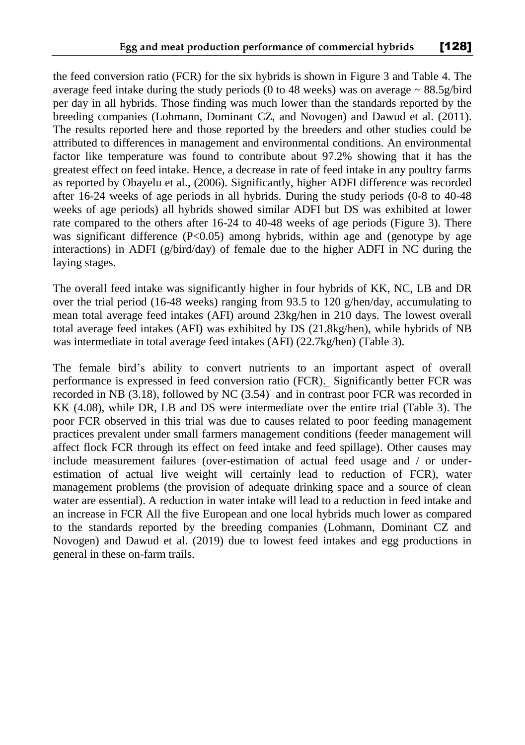the feed conversion ratio (FCR) for the six hybrids is shown in Figure 3 and Table 4. The average feed intake during the study periods (0 to 48 weeks) was on average ~ 88.5g/bird per day in all hybrids. Those finding was much lower than the standards reported by the breeding companies (Lohmann, Dominant CZ, and Novogen) and Dawud et al. (2011). The results reported here and those reported by the breeders and other studies could be attributed to differences in management and environmental conditions. An environmental factor like temperature was found to contribute about 97.2% showing that it has the greatest effect on feed intake. Hence, a decrease in rate of feed intake in any poultry farms as reported by Obayelu et al., (2006). Significantly, higher ADFI difference was recorded after 16-24 weeks of age periods in all hybrids. During the study periods (0-8 to 40-48 weeks of age periods) all hybrids showed similar ADFI but DS was exhibited at lower rate compared to the others after 16-24 to 40-48 weeks of age periods (Figure 3). There was significant difference ($P<0.05$) among hybrids, within age and (genotype by age interactions) in ADFI (g/bird/day) of female due to the higher ADFI in NC during the laying stages.

The overall feed intake was significantly higher in four hybrids of KK, NC, LB and DR over the trial period (16-48 weeks) ranging from 93.5 to 120 g/hen/day, accumulating to mean total average feed intakes (AFI) around 23kg/hen in 210 days. The lowest overall total average feed intakes (AFI) was exhibited by DS (21.8kg/hen), while hybrids of NB was intermediate in total average feed intakes (AFI) (22.7kg/hen) (Table 3).

The female bird's ability to convert nutrients to an important aspect of overall performance is expressed in feed conversion ratio (FCR). Significantly better FCR was recorded in NB (3.18), followed by NC (3.54) and in contrast poor FCR was recorded in KK (4.08), while DR, LB and DS were intermediate over the entire trial (Table 3). The poor FCR observed in this trial was due to causes related to poor feeding management practices prevalent under small farmers management conditions (feeder management will affect flock FCR through its effect on feed intake and feed spillage). Other causes may include measurement failures (over-estimation of actual feed usage and / or under-estimation of actual live weight will certainly lead to reduction of FCR), water management problems (the provision of adequate drinking space and a source of clean water are essential). A reduction in water intake will lead to a reduction in feed intake and an increase in FCR All the five European and one local hybrids much lower as compared to the standards reported by the breeding companies (Lohmann, Dominant CZ and Novogen) and Dawud et al. (2019) due to lowest feed intakes and egg productions in general in these on-farm trails.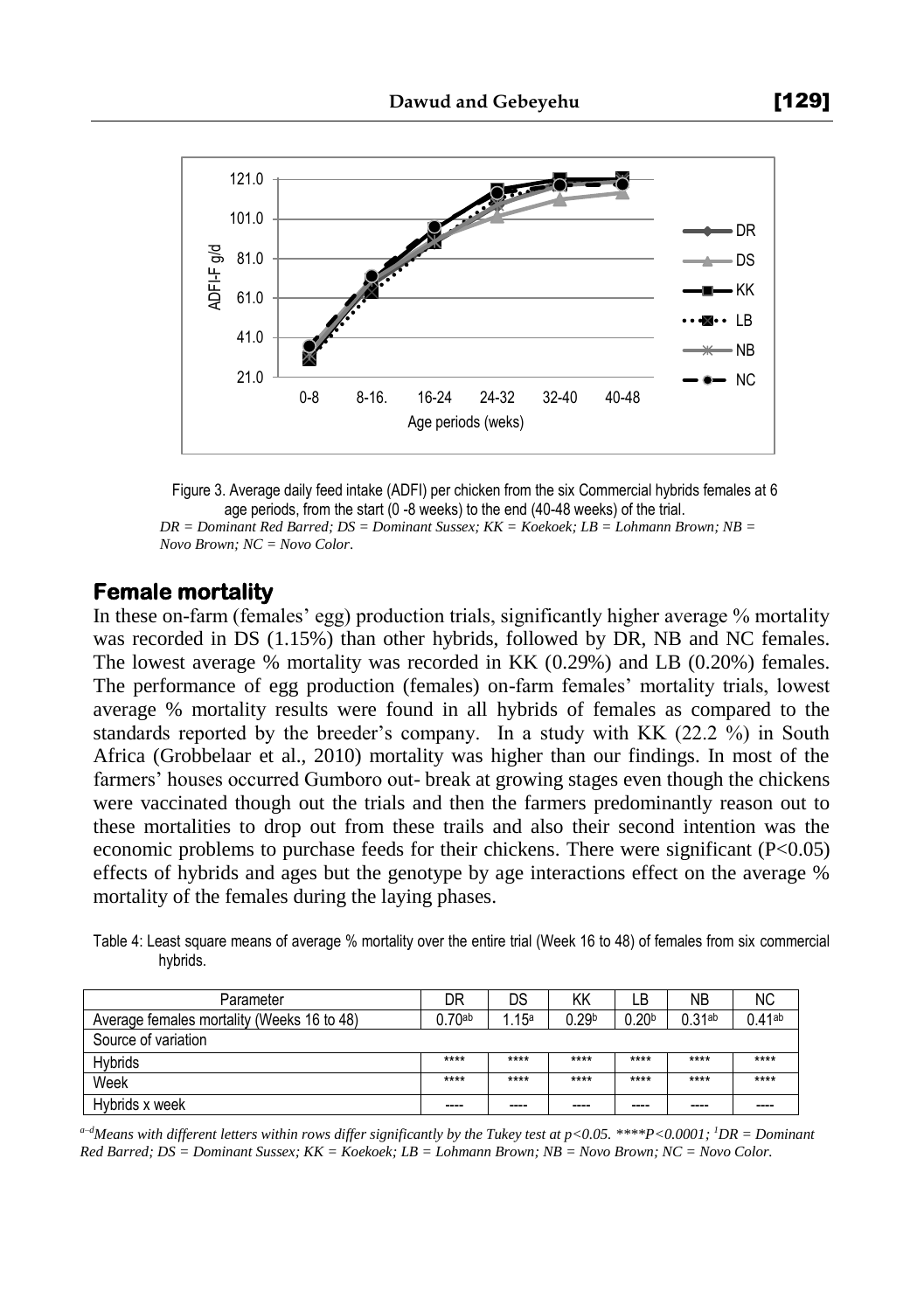Figure 3. Average daily feed intake (ADFI) per chicken from the six Commercial hybrids females at 6 age periods, from the start (0 -8 weeks) to the end (40-48 weeks) of the trial.

*DR = Dominant Red Barred; DS = Dominant Sussex; KK = Koekoek; LB = Lohmann Brown; NB = Novo Brown; NC = Novo Color*.

## Female mortality

In these on-farm (females' egg) production trials, significantly higher average % mortality was recorded in DS (1.15%) than other hybrids, followed by DR, NB and NC females. The lowest average % mortality was recorded in KK (0.29%) and LB (0.20%) females. The performance of egg production (females) on-farm females' mortality trials, lowest average % mortality results were found in all hybrids of females as compared to the standards reported by the breeder's company. In a study with KK (22.2 %) in South Africa (Grobbelaar et al., 2010) mortality was higher than our findings. In most of the farmers' houses occurred Gumboro out- break at growing stages even though the chickens were vaccinated though out the trials and then the farmers predominantly reason out to these mortalities to drop out from these trails and also their second intention was the economic problems to purchase feeds for their chickens. There were significant ($P<0.05$) effects of hybrids and ages but the genotype by age interactions effect on the average % mortality of the females during the laying phases.

Table 4: Least square means of average % mortality over the entire trial (Week 16 to 48) of females from six commercial hybrids.

| Parameter | DR | DS | KK | LB | NB | NC |
|---|---|---|---|---|---|---|
| Average females mortality (Weeks 16 to 48) | 0.70[ab] | 1.15[a] | 0.29[b] | 0.20[b] | 0.31[ab] | 0.41[ab] |
| Source of variation | | | | | | |
| Hybrids | **** | **** | **** | **** | **** | **** |
| Week | **** | **** | **** | **** | **** | **** |
| Hybrids x week | ---- | ---- | ---- | ---- | ---- | ---- |

*[a–d]Means with different letters within rows differ significantly by the Tukey test at $p<0.05$. ****$P<0.0001$; [1]DR = Dominant Red Barred; DS = Dominant Sussex; KK = Koekoek; LB = Lohmann Brown; NB = Novo Brown; NC = Novo Color.*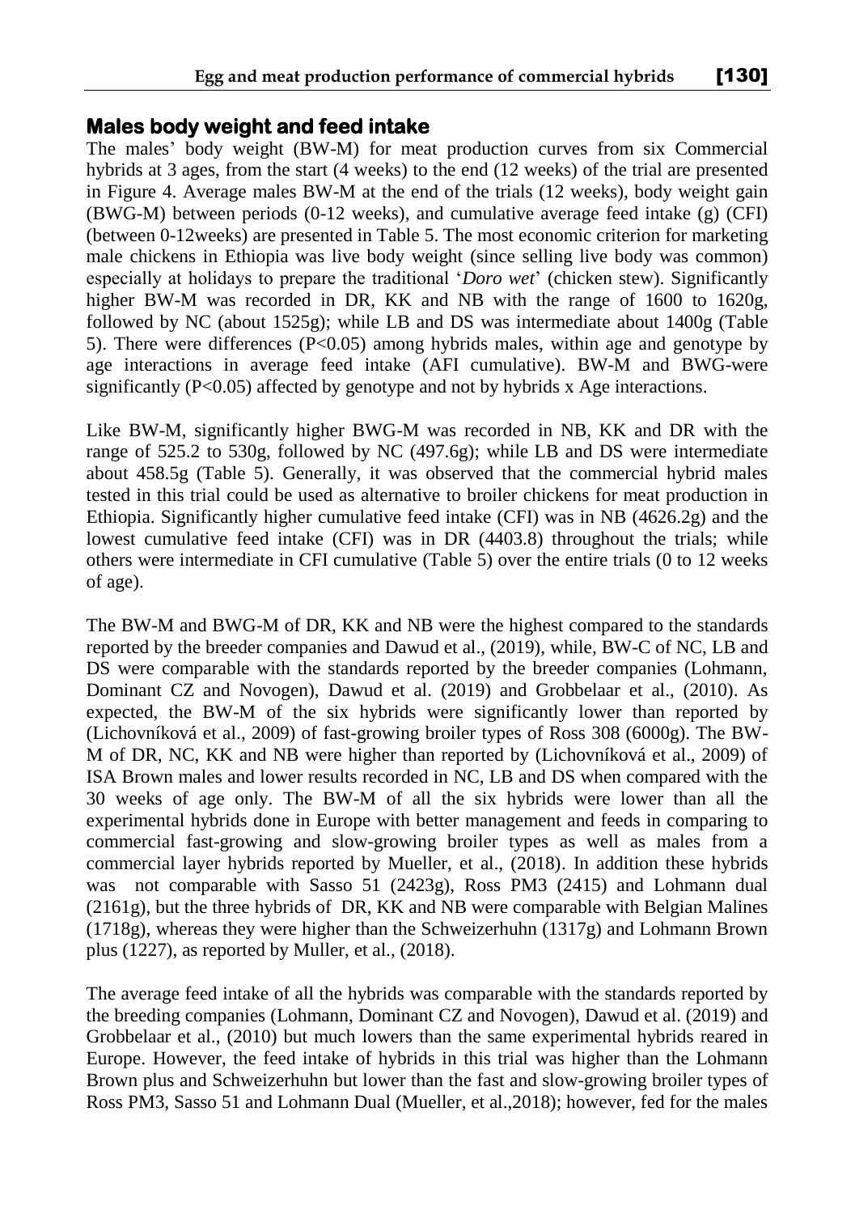## Males body weight and feed intake

The males' body weight (BW-M) for meat production curves from six Commercial hybrids at 3 ages, from the start (4 weeks) to the end (12 weeks) of the trial are presented in Figure 4. Average males BW-M at the end of the trials (12 weeks), body weight gain (BWG-M) between periods (0-12 weeks), and cumulative average feed intake (g) (CFI) (between 0-12weeks) are presented in Table 5. The most economic criterion for marketing male chickens in Ethiopia was live body weight (since selling live body was common) especially at holidays to prepare the traditional '*Doro wet*' (chicken stew). Significantly higher BW-M was recorded in DR, KK and NB with the range of 1600 to 1620g, followed by NC (about 1525g); while LB and DS was intermediate about 1400g (Table 5). There were differences ($P<0.05$) among hybrids males, within age and genotype by age interactions in average feed intake (AFI cumulative). BW-M and BWG-were significantly ($P<0.05$) affected by genotype and not by hybrids x Age interactions.

Like BW-M, significantly higher BWG-M was recorded in NB, KK and DR with the range of 525.2 to 530g, followed by NC (497.6g); while LB and DS were intermediate about 458.5g (Table 5). Generally, it was observed that the commercial hybrid males tested in this trial could be used as alternative to broiler chickens for meat production in Ethiopia. Significantly higher cumulative feed intake (CFI) was in NB (4626.2g) and the lowest cumulative feed intake (CFI) was in DR (4403.8) throughout the trials; while others were intermediate in CFI cumulative (Table 5) over the entire trials (0 to 12 weeks of age).

The BW-M and BWG-M of DR, KK and NB were the highest compared to the standards reported by the breeder companies and Dawud et al., (2019), while, BW-C of NC, LB and DS were comparable with the standards reported by the breeder companies (Lohmann, Dominant CZ and Novogen), Dawud et al. (2019) and Grobbelaar et al., (2010). As expected, the BW-M of the six hybrids were significantly lower than reported by (Lichovníková et al., 2009) of fast-growing broiler types of Ross 308 (6000g). The BW-M of DR, NC, KK and NB were higher than reported by (Lichovníková et al., 2009) of ISA Brown males and lower results recorded in NC, LB and DS when compared with the 30 weeks of age only. The BW-M of all the six hybrids were lower than all the experimental hybrids done in Europe with better management and feeds in comparing to commercial fast-growing and slow-growing broiler types as well as males from a commercial layer hybrids reported by Mueller, et al., (2018). In addition these hybrids was not comparable with Sasso 51 (2423g), Ross PM3 (2415) and Lohmann dual (2161g), but the three hybrids of DR, KK and NB were comparable with Belgian Malines (1718g), whereas they were higher than the Schweizerhuhn (1317g) and Lohmann Brown plus (1227), as reported by Muller, et al., (2018).

The average feed intake of all the hybrids was comparable with the standards reported by the breeding companies (Lohmann, Dominant CZ and Novogen), Dawud et al. (2019) and Grobbelaar et al., (2010) but much lowers than the same experimental hybrids reared in Europe. However, the feed intake of hybrids in this trial was higher than the Lohmann Brown plus and Schweizerhuhn but lower than the fast and slow-growing broiler types of Ross PM3, Sasso 51 and Lohmann Dual (Mueller, et al.,2018); however, fed for the males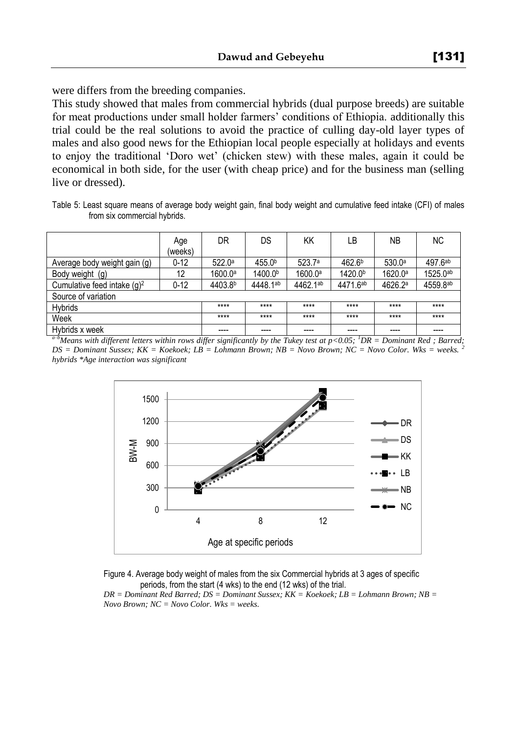were differs from the breeding companies.

This study showed that males from commercial hybrids (dual purpose breeds) are suitable for meat productions under small holder farmers' conditions of Ethiopia. additionally this trial could be the real solutions to avoid the practice of culling day-old layer types of males and also good news for the Ethiopian local people especially at holidays and events to enjoy the traditional 'Doro wet' (chicken stew) with these males, again it could be economical in both side, for the user (with cheap price) and for the business man (selling live or dressed).

Table 5: Least square means of average body weight gain, final body weight and cumulative feed intake (CFI) of males from six commercial hybrids.

| | Age (weeks) | DR | DS | KK | LB | NB | NC |
|---|---|---|---|---|---|---|---|
| Average body weight gain (g) | 0-12 | 522.0[a] | 455.0[b] | 523.7[a] | 462.6[b] | 530.0[a] | 497.6[ab] |
| Body weight (g) | 12 | 1600.0[a] | 1400.0[b] | 1600.0[a] | 1420.0[b] | 1620.0[a] | 1525.0[ab] |
| Cumulative feed intake (g)[2] | 0-12 | 4403.8[b] | 4448.1[ab] | 4462.1[ab] | 4471.6[ab] | 4626.2[a] | 4559.8[ab] |
| Source of variation | | | | | | | |
| Hybrids | | **** | **** | **** | **** | **** | **** |
| Week | | **** | **** | **** | **** | **** | **** |
| Hybrids x week | | ---- | ---- | ---- | ---- | ---- | ---- |

*[a–b]Means with different letters within rows differ significantly by the Tukey test at $p<0.05$; [1]DR = Dominant Red ; Barred; DS = Dominant Sussex; KK = Koekoek; LB = Lohmann Brown; NB = Novo Brown; NC = Novo Color. Wks = weeks. [2] hybrids *Age interaction was significant*

Figure 4. Average body weight of males from the six Commercial hybrids at 3 ages of specific periods, from the start (4 wks) to the end (12 wks) of the trial.

*DR = Dominant Red Barred; DS = Dominant Sussex; KK = Koekoek; LB = Lohmann Brown; NB = Novo Brown; NC = Novo Color. Wks = weeks.*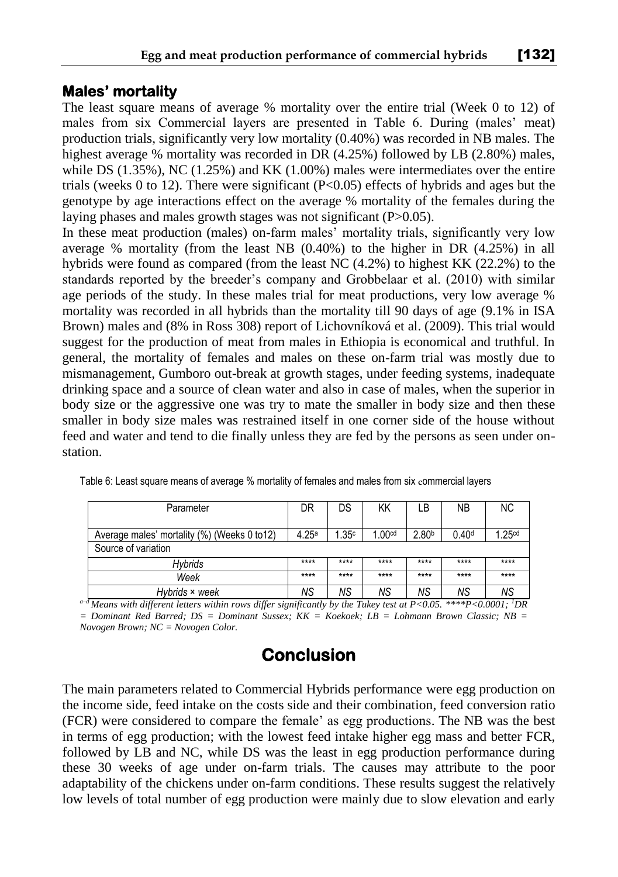## Males' mortality

The least square means of average % mortality over the entire trial (Week 0 to 12) of males from six Commercial layers are presented in Table 6. During (males' meat) production trials, significantly very low mortality (0.40%) was recorded in NB males. The highest average % mortality was recorded in DR (4.25%) followed by LB (2.80%) males, while DS (1.35%), NC (1.25%) and KK (1.00%) males were intermediates over the entire trials (weeks 0 to 12). There were significant ($P<0.05$) effects of hybrids and ages but the genotype by age interactions effect on the average % mortality of the females during the laying phases and males growth stages was not significant ($P>0.05$).

In these meat production (males) on-farm males' mortality trials, significantly very low average % mortality (from the least NB (0.40%) to the higher in DR (4.25%) in all hybrids were found as compared (from the least NC (4.2%) to highest KK (22.2%) to the standards reported by the breeder's company and Grobbelaar et al. (2010) with similar age periods of the study. In these males trial for meat productions, very low average % mortality was recorded in all hybrids than the mortality till 90 days of age (9.1% in ISA Brown) males and (8% in Ross 308) report of Lichovníková et al. (2009). This trial would suggest for the production of meat from males in Ethiopia is economical and truthful. In general, the mortality of females and males on these on-farm trial was mostly due to mismanagement, Gumboro out-break at growth stages, under feeding systems, inadequate drinking space and a source of clean water and also in case of males, when the superior in body size or the aggressive one was try to mate the smaller in body size and then these smaller in body size males was restrained itself in one corner side of the house without feed and water and tend to die finally unless they are fed by the persons as seen under on-station.

Table 6: Least square means of average % mortality of females and males from six commercial layers

| Parameter | DR | DS | KK | LB | NB | NC |
|---|---|---|---|---|---|---|
| Average males' mortality (%) (Weeks 0 to12) | 4.25[a] | 1.35[c] | 1.00[cd] | 2.80[b] | 0.40[d] | 1.25[cd] |
| Source of variation | | | | | | |
| *Hybrids* | **** | **** | **** | **** | **** | **** |
| *Week* | **** | **** | **** | **** | **** | **** |
| *Hybrids × week* | *NS* | *NS* | *NS* | *NS* | *NS* | *NS* |

*[a–d] Means with different letters within rows differ significantly by the Tukey test at P<0.05. ****P<0.0001; [1]DR = Dominant Red Barred; DS = Dominant Sussex; KK = Koekoek; LB = Lohmann Brown Classic; NB = Novogen Brown; NC = Novogen Color.*

# Conclusion

The main parameters related to Commercial Hybrids performance were egg production on the income side, feed intake on the costs side and their combination, feed conversion ratio (FCR) were considered to compare the female' as egg productions. The NB was the best in terms of egg production; with the lowest feed intake higher egg mass and better FCR, followed by LB and NC, while DS was the least in egg production performance during these 30 weeks of age under on-farm trials. The causes may attribute to the poor adaptability of the chickens under on-farm conditions. These results suggest the relatively low levels of total number of egg production were mainly due to slow elevation and early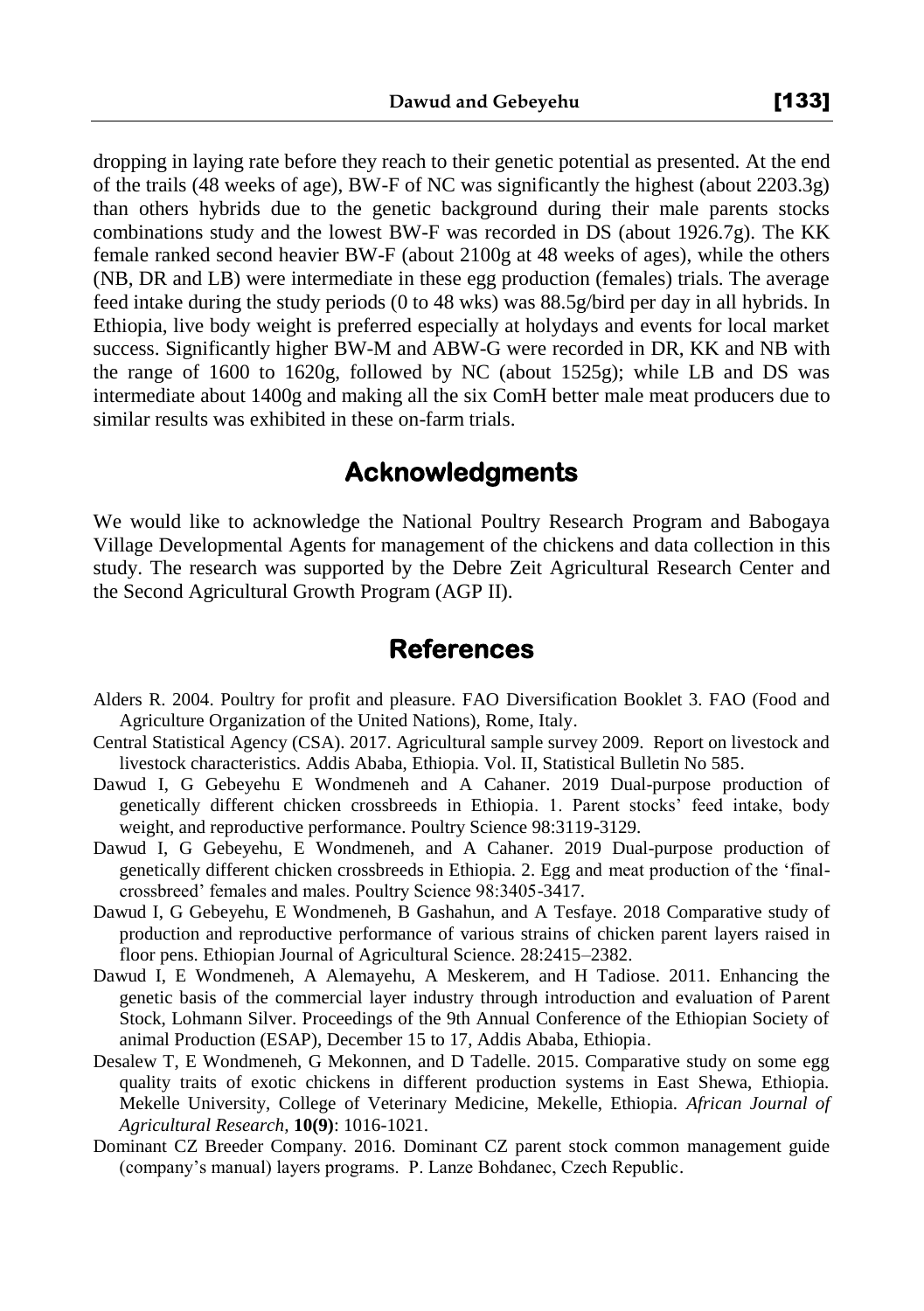dropping in laying rate before they reach to their genetic potential as presented. At the end of the trails (48 weeks of age), BW-F of NC was significantly the highest (about 2203.3g) than others hybrids due to the genetic background during their male parents stocks combinations study and the lowest BW-F was recorded in DS (about 1926.7g). The KK female ranked second heavier BW-F (about 2100g at 48 weeks of ages), while the others (NB, DR and LB) were intermediate in these egg production (females) trials. The average feed intake during the study periods (0 to 48 wks) was 88.5g/bird per day in all hybrids. In Ethiopia, live body weight is preferred especially at holydays and events for local market success. Significantly higher BW-M and ABW-G were recorded in DR, KK and NB with the range of 1600 to 1620g, followed by NC (about 1525g); while LB and DS was intermediate about 1400g and making all the six ComH better male meat producers due to similar results was exhibited in these on-farm trials.

## Acknowledgments

We would like to acknowledge the National Poultry Research Program and Babogaya Village Developmental Agents for management of the chickens and data collection in this study. The research was supported by the Debre Zeit Agricultural Research Center and the Second Agricultural Growth Program (AGP II).

## References

Alders R. 2004. Poultry for profit and pleasure. FAO Diversification Booklet 3. FAO (Food and Agriculture Organization of the United Nations), Rome, Italy.

Central Statistical Agency (CSA). 2017. Agricultural sample survey 2009. Report on livestock and livestock characteristics. Addis Ababa, Ethiopia. Vol. II, Statistical Bulletin No 585.

Dawud I, G Gebeyehu E Wondmeneh and A Cahaner. 2019 Dual-purpose production of genetically different chicken crossbreeds in Ethiopia. 1. Parent stocks' feed intake, body weight, and reproductive performance. Poultry Science 98:3119-3129.

Dawud I, G Gebeyehu, E Wondmeneh, and A Cahaner. 2019 Dual-purpose production of genetically different chicken crossbreeds in Ethiopia. 2. Egg and meat production of the 'final-crossbreed' females and males. Poultry Science 98:3405-3417.

Dawud I, G Gebeyehu, E Wondmeneh, B Gashahun, and A Tesfaye. 2018 Comparative study of production and reproductive performance of various strains of chicken parent layers raised in floor pens. Ethiopian Journal of Agricultural Science. 28:2415–2382.

Dawud I, E Wondmeneh, A Alemayehu, A Meskerem, and H Tadiose. 2011. Enhancing the genetic basis of the commercial layer industry through introduction and evaluation of Parent Stock, Lohmann Silver. Proceedings of the 9th Annual Conference of the Ethiopian Society of animal Production (ESAP), December 15 to 17, Addis Ababa, Ethiopia.

Desalew T, E Wondmeneh, G Mekonnen, and D Tadelle. 2015. Comparative study on some egg quality traits of exotic chickens in different production systems in East Shewa, Ethiopia. Mekelle University, College of Veterinary Medicine, Mekelle, Ethiopia. *African Journal of Agricultural Research,* **10(9)**: 1016-1021.

Dominant CZ Breeder Company. 2016. Dominant CZ parent stock common management guide (company's manual) layers programs. P. Lanze Bohdanec, Czech Republic.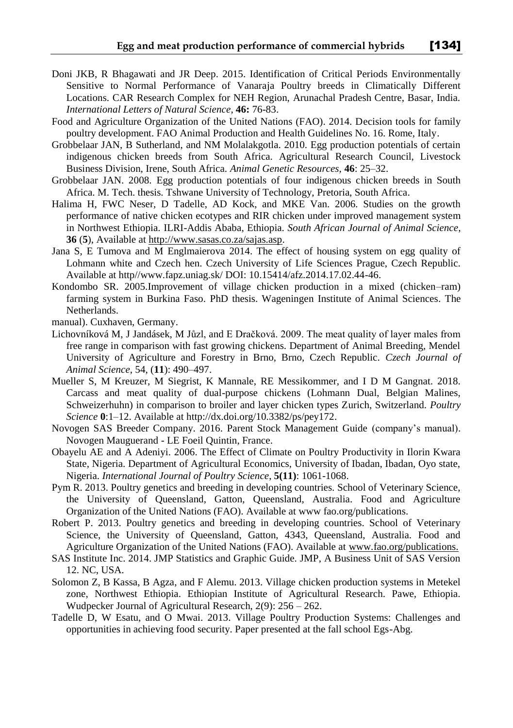Doni JKB, R Bhagawati and JR Deep. 2015. Identification of Critical Periods Environmentally Sensitive to Normal Performance of Vanaraja Poultry breeds in Climatically Different Locations. CAR Research Complex for NEH Region, Arunachal Pradesh Centre, Basar, India. *International Letters of Natural Science*, **46:** 76-83.

Food and Agriculture Organization of the United Nations (FAO). 2014. Decision tools for family poultry development. FAO Animal Production and Health Guidelines No. 16. Rome, Italy.

Grobbelaar JAN, B Sutherland, and NM Molalakgotla. 2010. Egg production potentials of certain indigenous chicken breeds from South Africa. Agricultural Research Council, Livestock Business Division, Irene, South Africa. *Animal Genetic Resources*, **46**: 25–32.

Grobbelaar JAN. 2008. Egg production potentials of four indigenous chicken breeds in South Africa. M. Tech. thesis. Tshwane University of Technology, Pretoria, South Africa.

Halima H, FWC Neser, D Tadelle, AD Kock, and MKE Van. 2006. Studies on the growth performance of native chicken ecotypes and RIR chicken under improved management system in Northwest Ethiopia. ILRI-Addis Ababa, Ethiopia. *South African Journal of Animal Science*, **36** (**5**), Available at http://www.sasas.co.za/sajas.asp.

Jana S, E Tumova and M Englmaierova 2014. The effect of housing system on egg quality of Lohmann white and Czech hen. Czech University of Life Sciences Prague, Czech Republic. Available at http//www.fapz.uniag.sk/ DOI: 10.15414/afz.2014.17.02.44-46.

Kondombo SR. 2005.Improvement of village chicken production in a mixed (chicken–ram) farming system in Burkina Faso. PhD thesis. Wageningen Institute of Animal Sciences. The Netherlands.

manual). Cuxhaven, Germany.

Lichovníková M, J Jandásek, M Jůzl, and E Dračková. 2009. The meat quality of layer males from free range in comparison with fast growing chickens. Department of Animal Breeding, Mendel University of Agriculture and Forestry in Brno, Brno, Czech Republic. *Czech Journal of Animal Science*, 54, (**11**): 490–497.

Mueller S, M Kreuzer, M Siegrist, K Mannale, RE Messikommer, and I D M Gangnat. 2018. Carcass and meat quality of dual-purpose chickens (Lohmann Dual, Belgian Malines, Schweizerhuhn) in comparison to broiler and layer chicken types Zurich, Switzerland. *Poultry Science* **0**:1–12. Available at http://dx.doi.org/10.3382/ps/pey172.

Novogen SAS Breeder Company. 2016. Parent Stock Management Guide (company's manual). Novogen Mauguerand - LE Foeil Quintin, France.

Obayelu AE and A Adeniyi. 2006. The Effect of Climate on Poultry Productivity in Ilorin Kwara State, Nigeria. Department of Agricultural Economics, University of Ibadan, Ibadan, Oyo state, Nigeria. *International Journal of Poultry Science*, **5(11)**: 1061-1068.

Pym R. 2013. Poultry genetics and breeding in developing countries. School of Veterinary Science, the University of Queensland, Gatton, Queensland, Australia. Food and Agriculture Organization of the United Nations (FAO). Available at www fao.org/publications.

Robert P. 2013. Poultry genetics and breeding in developing countries. School of Veterinary Science, the University of Queensland, Gatton, 4343, Queensland, Australia. Food and Agriculture Organization of the United Nations (FAO). Available at www.fao.org/publications.

SAS Institute Inc. 2014. JMP Statistics and Graphic Guide. JMP, A Business Unit of SAS Version 12. NC, USA.

Solomon Z, B Kassa, B Agza, and F Alemu. 2013. Village chicken production systems in Metekel zone, Northwest Ethiopia. Ethiopian Institute of Agricultural Research. Pawe, Ethiopia. Wudpecker Journal of Agricultural Research, 2(9): 256 – 262.

Tadelle D, W Esatu, and O Mwai. 2013. Village Poultry Production Systems: Challenges and opportunities in achieving food security. Paper presented at the fall school Egs-Abg.